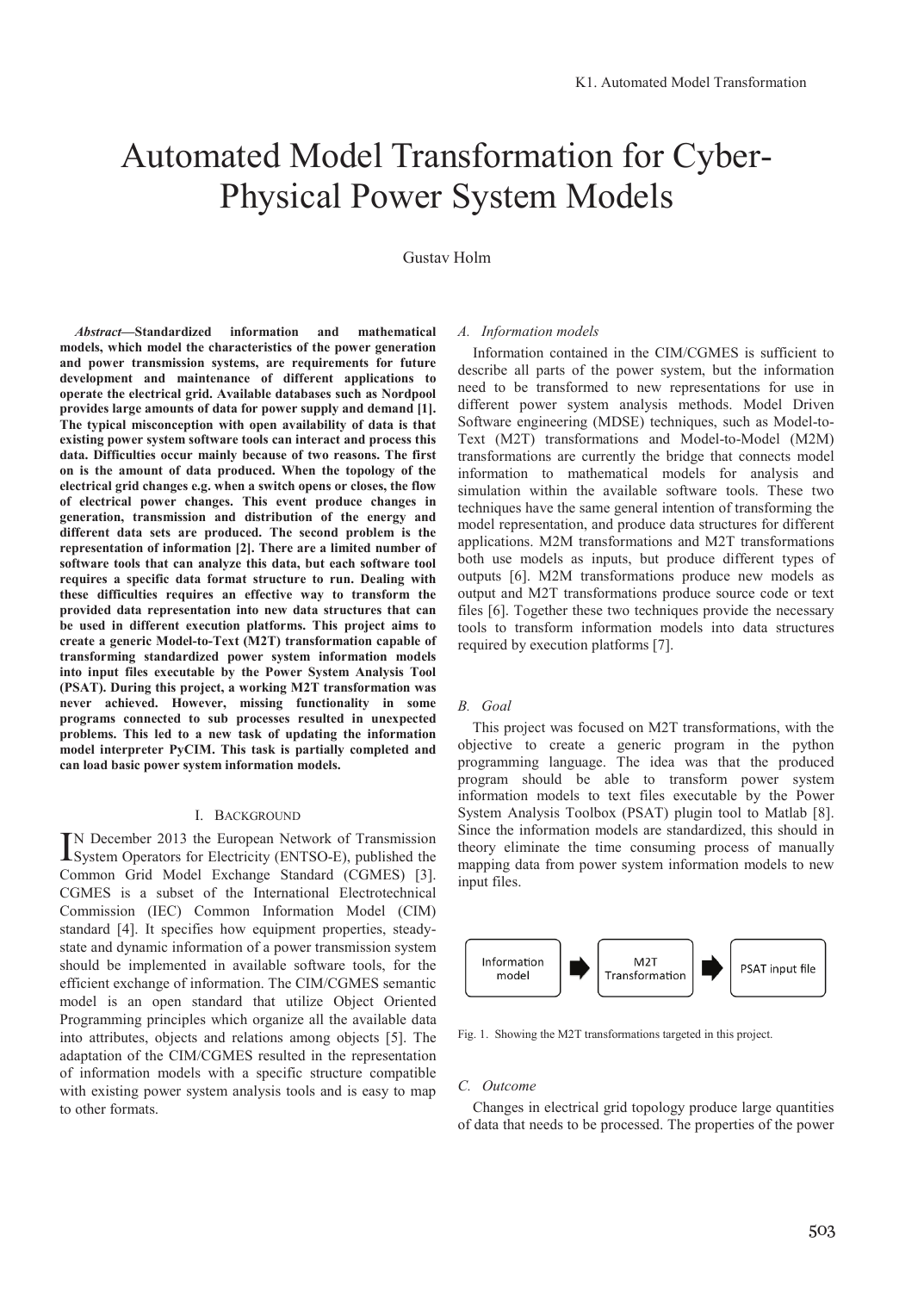# Automated Model Transformation for Cyber-Physical Power System Models

Gustav Holm

***Abstract*—Standardized information and mathematical models, which model the characteristics of the power generation and power transmission systems, are requirements for future development and maintenance of different applications to operate the electrical grid. Available databases such as Nordpool provides large amounts of data for power supply and demand [1]. The typical misconception with open availability of data is that existing power system software tools can interact and process this data. Difficulties occur mainly because of two reasons. The first on is the amount of data produced. When the topology of the electrical grid changes e.g. when a switch opens or closes, the flow of electrical power changes. This event produce changes in generation, transmission and distribution of the energy and different data sets are produced. The second problem is the representation of information [2]. There are a limited number of software tools that can analyze this data, but each software tool requires a specific data format structure to run. Dealing with these difficulties requires an effective way to transform the provided data representation into new data structures that can be used in different execution platforms. This project aims to create a generic Model-to-Text (M2T) transformation capable of transforming standardized power system information models into input files executable by the Power System Analysis Tool (PSAT). During this project, a working M2T transformation was never achieved. However, missing functionality in some programs connected to sub processes resulted in unexpected problems. This led to a new task of updating the information model interpreter PyCIM. This task is partially completed and can load basic power system information models.**

## I. Background

In December 2013 the European Network of Transmission System Operators for Electricity (ENTSO-E), published the Common Grid Model Exchange Standard (CGMES) [3]. CGMES is a subset of the International Electrotechnical Commission (IEC) Common Information Model (CIM) standard [4]. It specifies how equipment properties, steady-state and dynamic information of a power transmission system should be implemented in available software tools, for the efficient exchange of information. The CIM/CGMES semantic model is an open standard that utilize Object Oriented Programming principles which organize all the available data into attributes, objects and relations among objects [5]. The adaptation of the CIM/CGMES resulted in the representation of information models with a specific structure compatible with existing power system analysis tools and is easy to map to other formats.

### *A. Information models*

Information contained in the CIM/CGMES is sufficient to describe all parts of the power system, but the information need to be transformed to new representations for use in different power system analysis methods. Model Driven Software engineering (MDSE) techniques, such as Model-to-Text (M2T) transformations and Model-to-Model (M2M) transformations are currently the bridge that connects model information to mathematical models for analysis and simulation within the available software tools. These two techniques have the same general intention of transforming the model representation, and produce data structures for different applications. M2M transformations and M2T transformations both use models as inputs, but produce different types of outputs [6]. M2M transformations produce new models as output and M2T transformations produce source code or text files [6]. Together these two techniques provide the necessary tools to transform information models into data structures required by execution platforms [7].

### *B. Goal*

This project was focused on M2T transformations, with the objective to create a generic program in the python programming language. The idea was that the produced program should be able to transform power system information models to text files executable by the Power System Analysis Toolbox (PSAT) plugin tool to Matlab [8]. Since the information models are standardized, this should in theory eliminate the time consuming process of manually mapping data from power system information models to new input files.

Information model → M2T Transformation → PSAT input file

Fig. 1. Showing the M2T transformations targeted in this project.

### *C. Outcome*

Changes in electrical grid topology produce large quantities of data that needs to be processed. The properties of the power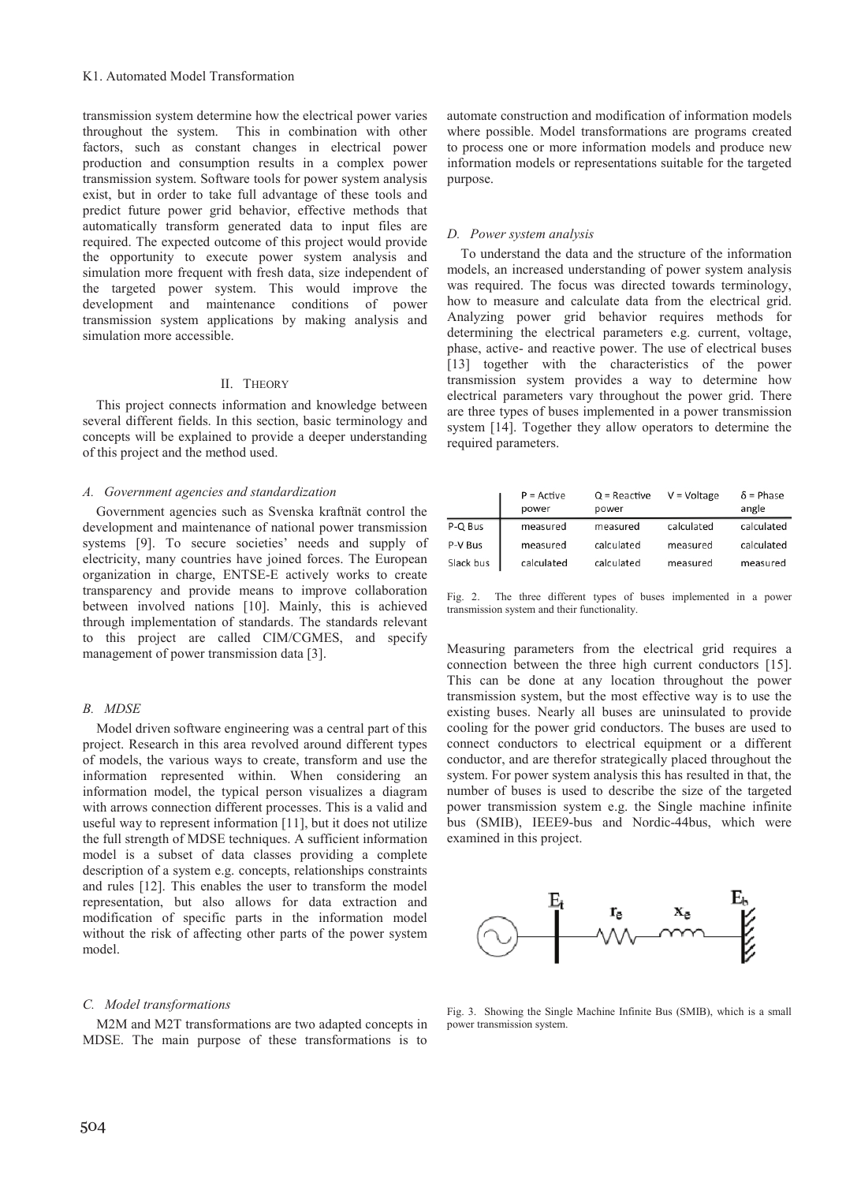transmission system determine how the electrical power varies throughout the system. This in combination with other factors, such as constant changes in electrical power production and consumption results in a complex power transmission system. Software tools for power system analysis exist, but in order to take full advantage of these tools and predict future power grid behavior, effective methods that automatically transform generated data to input files are required. The expected outcome of this project would provide the opportunity to execute power system analysis and simulation more frequent with fresh data, size independent of the targeted power system. This would improve the development and maintenance conditions of power transmission system applications by making analysis and simulation more accessible.

## II. Theory

This project connects information and knowledge between several different fields. In this section, basic terminology and concepts will be explained to provide a deeper understanding of this project and the method used.

### *A. Government agencies and standardization*

Government agencies such as Svenska kraftnät control the development and maintenance of national power transmission systems [9]. To secure societies' needs and supply of electricity, many countries have joined forces. The European organization in charge, ENTSE-E actively works to create transparency and provide means to improve collaboration between involved nations [10]. Mainly, this is achieved through implementation of standards. The standards relevant to this project are called CIM/CGMES, and specify management of power transmission data [3].

### *B. MDSE*

Model driven software engineering was a central part of this project. Research in this area revolved around different types of models, the various ways to create, transform and use the information represented within. When considering an information model, the typical person visualizes a diagram with arrows connection different processes. This is a valid and useful way to represent information [11], but it does not utilize the full strength of MDSE techniques. A sufficient information model is a subset of data classes providing a complete description of a system e.g. concepts, relationships constraints and rules [12]. This enables the user to transform the model representation, but also allows for data extraction and modification of specific parts in the information model without the risk of affecting other parts of the power system model.

### *C. Model transformations*

M2M and M2T transformations are two adapted concepts in MDSE. The main purpose of these transformations is to automate construction and modification of information models where possible. Model transformations are programs created to process one or more information models and produce new information models or representations suitable for the targeted purpose.

### *D. Power system analysis*

To understand the data and the structure of the information models, an increased understanding of power system analysis was required. The focus was directed towards terminology, how to measure and calculate data from the electrical grid. Analyzing power grid behavior requires methods for determining the electrical parameters e.g. current, voltage, phase, active- and reactive power. The use of electrical buses [13] together with the characteristics of the power transmission system provides a way to determine how electrical parameters vary throughout the power grid. There are three types of buses implemented in a power transmission system [14]. Together they allow operators to determine the required parameters.

| | P = Active power | Q = Reactive power | V = Voltage | δ = Phase angle |
|---|---|---|---|---|
| P-Q Bus | measured | measured | calculated | calculated |
| P-V Bus | measured | calculated | measured | calculated |
| Slack bus | calculated | calculated | measured | measured |

Fig. 2. The three different types of buses implemented in a power transmission system and their functionality.

Measuring parameters from the electrical grid requires a connection between the three high current conductors [15]. This can be done at any location throughout the power transmission system, but the most effective way is to use the existing buses. Nearly all buses are uninsulated to provide cooling for the power grid conductors. The buses are used to connect conductors to electrical equipment or a different conductor, and are therefor strategically placed throughout the system. For power system analysis this has resulted in that, the number of buses is used to describe the size of the targeted power transmission system e.g. the Single machine infinite bus (SMIB), IEEE9-bus and Nordic-44bus, which were examined in this project.

Fig. 3. Showing the Single Machine Infinite Bus (SMIB), which is a small power transmission system.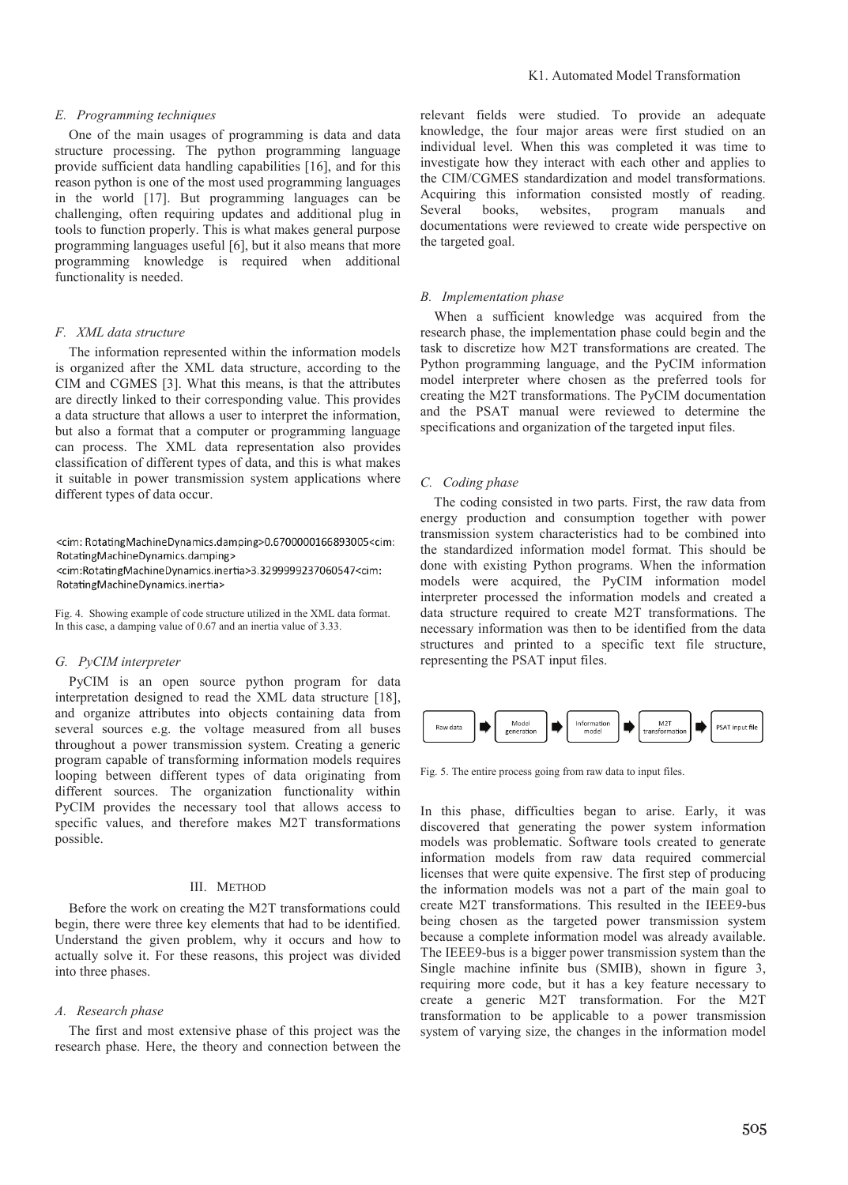### E. Programming techniques

One of the main usages of programming is data and data structure processing. The python programming language provide sufficient data handling capabilities [16], and for this reason python is one of the most used programming languages in the world [17]. But programming languages can be challenging, often requiring updates and additional plug in tools to function properly. This is what makes general purpose programming languages useful [6], but it also means that more programming knowledge is required when additional functionality is needed.

### F. XML data structure

The information represented within the information models is organized after the XML data structure, according to the CIM and CGMES [3]. What this means, is that the attributes are directly linked to their corresponding value. This provides a data structure that allows a user to interpret the information, but also a format that a computer or programming language can process. The XML data representation also provides classification of different types of data, and this is what makes it suitable in power transmission system applications where different types of data occur.

```
<cim: RotatingMachineDynamics.damping>0.6700000166893005<cim:
RotatingMachineDynamics.damping>
<cim:RotatingMachineDynamics.inertia>3.3299999237060547<cim:
RotatingMachineDynamics.inertia>
```

Fig. 4. Showing example of code structure utilized in the XML data format. In this case, a damping value of 0.67 and an inertia value of 3.33.

### G. PyCIM interpreter

PyCIM is an open source python program for data interpretation designed to read the XML data structure [18], and organize attributes into objects containing data from several sources e.g. the voltage measured from all buses throughout a power transmission system. Creating a generic program capable of transforming information models requires looping between different types of data originating from different sources. The organization functionality within PyCIM provides the necessary tool that allows access to specific values, and therefore makes M2T transformations possible.

## III. METHOD

Before the work on creating the M2T transformations could begin, there were three key elements that had to be identified. Understand the given problem, why it occurs and how to actually solve it. For these reasons, this project was divided into three phases.

### A. Research phase

The first and most extensive phase of this project was the research phase. Here, the theory and connection between the relevant fields were studied. To provide an adequate knowledge, the four major areas were first studied on an individual level. When this was completed it was time to investigate how they interact with each other and applies to the CIM/CGMES standardization and model transformations. Acquiring this information consisted mostly of reading. Several books, websites, program manuals and documentations were reviewed to create wide perspective on the targeted goal.

### B. Implementation phase

When a sufficient knowledge was acquired from the research phase, the implementation phase could begin and the task to discretize how M2T transformations are created. The Python programming language, and the PyCIM information model interpreter where chosen as the preferred tools for creating the M2T transformations. The PyCIM documentation and the PSAT manual were reviewed to determine the specifications and organization of the targeted input files.

### C. Coding phase

The coding consisted in two parts. First, the raw data from energy production and consumption together with power transmission system characteristics had to be combined into the standardized information model format. This should be done with existing Python programs. When the information models were acquired, the PyCIM information model interpreter processed the information models and created a data structure required to create M2T transformations. The necessary information was then to be identified from the data structures and printed to a specific text file structure, representing the PSAT input files.

Raw data ➡ Model generation ➡ Information model ➡ M2T transformation ➡ PSAT input file

Fig. 5. The entire process going from raw data to input files.

In this phase, difficulties began to arise. Early, it was discovered that generating the power system information models was problematic. Software tools created to generate information models from raw data required commercial licenses that were quite expensive. The first step of producing the information models was not a part of the main goal to create M2T transformations. This resulted in the IEEE9-bus being chosen as the targeted power transmission system because a complete information model was already available. The IEEE9-bus is a bigger power transmission system than the Single machine infinite bus (SMIB), shown in figure 3, requiring more code, but it has a key feature necessary to create a generic M2T transformation. For the M2T transformation to be applicable to a power transmission system of varying size, the changes in the information model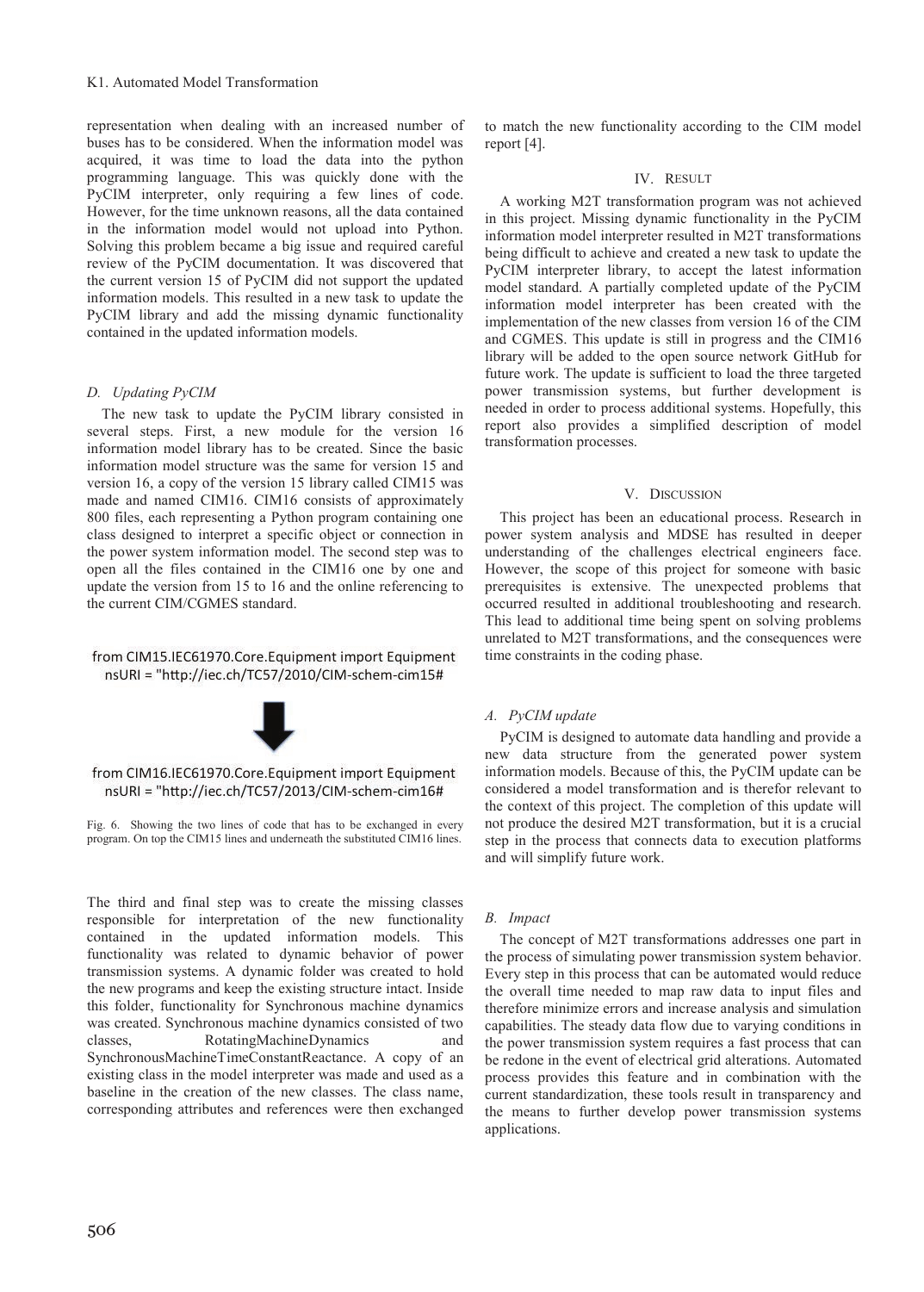representation when dealing with an increased number of buses has to be considered. When the information model was acquired, it was time to load the data into the python programming language. This was quickly done with the PyCIM interpreter, only requiring a few lines of code. However, for the time unknown reasons, all the data contained in the information model would not upload into Python. Solving this problem became a big issue and required careful review of the PyCIM documentation. It was discovered that the current version 15 of PyCIM did not support the updated information models. This resulted in a new task to update the PyCIM library and add the missing dynamic functionality contained in the updated information models.

### *D. Updating PyCIM*

The new task to update the PyCIM library consisted in several steps. First, a new module for the version 16 information model library has to be created. Since the basic information model structure was the same for version 15 and version 16, a copy of the version 15 library called CIM15 was made and named CIM16. CIM16 consists of approximately 800 files, each representing a Python program containing one class designed to interpret a specific object or connection in the power system information model. The second step was to open all the files contained in the CIM16 one by one and update the version from 15 to 16 and the online referencing to the current CIM/CGMES standard.

```
from CIM15.IEC61970.Core.Equipment import Equipment
nsURI = "http://iec.ch/TC57/2010/CIM-schem-cim15#
```

⬇

```
from CIM16.IEC61970.Core.Equipment import Equipment
nsURI = "http://iec.ch/TC57/2013/CIM-schem-cim16#
```

Fig. 6. Showing the two lines of code that has to be exchanged in every program. On top the CIM15 lines and underneath the substituted CIM16 lines.

The third and final step was to create the missing classes responsible for interpretation of the new functionality contained in the updated information models. This functionality was related to dynamic behavior of power transmission systems. A dynamic folder was created to hold the new programs and keep the existing structure intact. Inside this folder, functionality for Synchronous machine dynamics was created. Synchronous machine dynamics consisted of two classes, RotatingMachineDynamics and SynchronousMachineTimeConstantReactance. A copy of an existing class in the model interpreter was made and used as a baseline in the creation of the new classes. The class name, corresponding attributes and references were then exchanged to match the new functionality according to the CIM model report [4].

## IV. Result

A working M2T transformation program was not achieved in this project. Missing dynamic functionality in the PyCIM information model interpreter resulted in M2T transformations being difficult to achieve and created a new task to update the PyCIM interpreter library, to accept the latest information model standard. A partially completed update of the PyCIM information model interpreter has been created with the implementation of the new classes from version 16 of the CIM and CGMES. This update is still in progress and the CIM16 library will be added to the open source network GitHub for future work. The update is sufficient to load the three targeted power transmission systems, but further development is needed in order to process additional systems. Hopefully, this report also provides a simplified description of model transformation processes.

## V. Discussion

This project has been an educational process. Research in power system analysis and MDSE has resulted in deeper understanding of the challenges electrical engineers face. However, the scope of this project for someone with basic prerequisites is extensive. The unexpected problems that occurred resulted in additional troubleshooting and research. This lead to additional time being spent on solving problems unrelated to M2T transformations, and the consequences were time constraints in the coding phase.

### *A. PyCIM update*

PyCIM is designed to automate data handling and provide a new data structure from the generated power system information models. Because of this, the PyCIM update can be considered a model transformation and is therefor relevant to the context of this project. The completion of this update will not produce the desired M2T transformation, but it is a crucial step in the process that connects data to execution platforms and will simplify future work.

### *B. Impact*

The concept of M2T transformations addresses one part in the process of simulating power transmission system behavior. Every step in this process that can be automated would reduce the overall time needed to map raw data to input files and therefore minimize errors and increase analysis and simulation capabilities. The steady data flow due to varying conditions in the power transmission system requires a fast process that can be redone in the event of electrical grid alterations. Automated process provides this feature and in combination with the current standardization, these tools result in transparency and the means to further develop power transmission systems applications.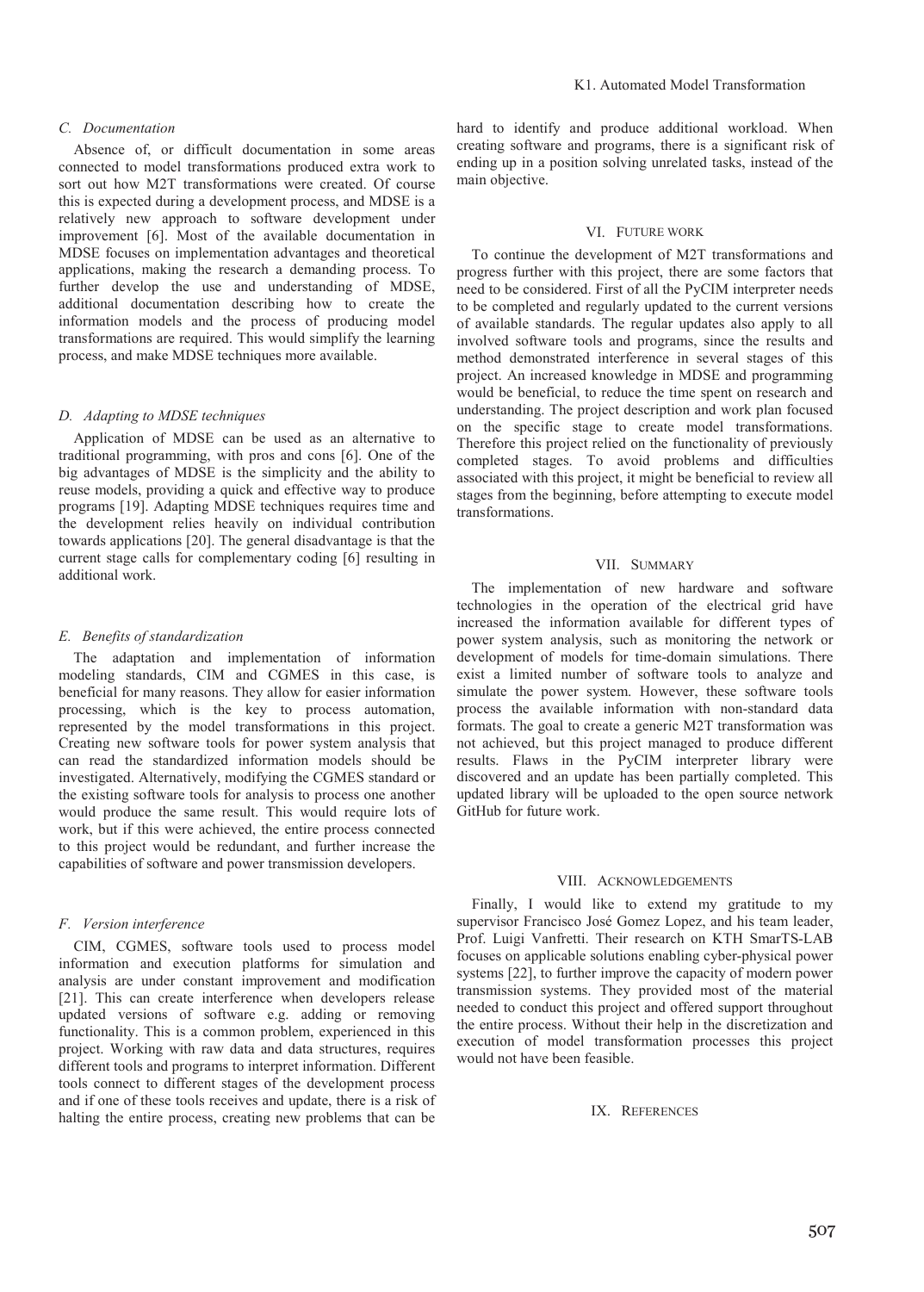### C. Documentation

Absence of, or difficult documentation in some areas connected to model transformations produced extra work to sort out how M2T transformations were created. Of course this is expected during a development process, and MDSE is a relatively new approach to software development under improvement [6]. Most of the available documentation in MDSE focuses on implementation advantages and theoretical applications, making the research a demanding process. To further develop the use and understanding of MDSE, additional documentation describing how to create the information models and the process of producing model transformations are required. This would simplify the learning process, and make MDSE techniques more available.

### D. Adapting to MDSE techniques

Application of MDSE can be used as an alternative to traditional programming, with pros and cons [6]. One of the big advantages of MDSE is the simplicity and the ability to reuse models, providing a quick and effective way to produce programs [19]. Adapting MDSE techniques requires time and the development relies heavily on individual contribution towards applications [20]. The general disadvantage is that the current stage calls for complementary coding [6] resulting in additional work.

### E. Benefits of standardization

The adaptation and implementation of information modeling standards, CIM and CGMES in this case, is beneficial for many reasons. They allow for easier information processing, which is the key to process automation, represented by the model transformations in this project. Creating new software tools for power system analysis that can read the standardized information models should be investigated. Alternatively, modifying the CGMES standard or the existing software tools for analysis to process one another would produce the same result. This would require lots of work, but if this were achieved, the entire process connected to this project would be redundant, and further increase the capabilities of software and power transmission developers.

### F. Version interference

CIM, CGMES, software tools used to process model information and execution platforms for simulation and analysis are under constant improvement and modification [21]. This can create interference when developers release updated versions of software e.g. adding or removing functionality. This is a common problem, experienced in this project. Working with raw data and data structures, requires different tools and programs to interpret information. Different tools connect to different stages of the development process and if one of these tools receives and update, there is a risk of halting the entire process, creating new problems that can be hard to identify and produce additional workload. When creating software and programs, there is a significant risk of ending up in a position solving unrelated tasks, instead of the main objective.

## VI. Future Work

To continue the development of M2T transformations and progress further with this project, there are some factors that need to be considered. First of all the PyCIM interpreter needs to be completed and regularly updated to the current versions of available standards. The regular updates also apply to all involved software tools and programs, since the results and method demonstrated interference in several stages of this project. An increased knowledge in MDSE and programming would be beneficial, to reduce the time spent on research and understanding. The project description and work plan focused on the specific stage to create model transformations. Therefore this project relied on the functionality of previously completed stages. To avoid problems and difficulties associated with this project, it might be beneficial to review all stages from the beginning, before attempting to execute model transformations.

## VII. Summary

The implementation of new hardware and software technologies in the operation of the electrical grid have increased the information available for different types of power system analysis, such as monitoring the network or development of models for time-domain simulations. There exist a limited number of software tools to analyze and simulate the power system. However, these software tools process the available information with non-standard data formats. The goal to create a generic M2T transformation was not achieved, but this project managed to produce different results. Flaws in the PyCIM interpreter library were discovered and an update has been partially completed. This updated library will be uploaded to the open source network GitHub for future work.

## VIII. Acknowledgements

Finally, I would like to extend my gratitude to my supervisor Francisco José Gomez Lopez, and his team leader, Prof. Luigi Vanfretti. Their research on KTH SmarTS-LAB focuses on applicable solutions enabling cyber-physical power systems [22], to further improve the capacity of modern power transmission systems. They provided most of the material needed to conduct this project and offered support throughout the entire process. Without their help in the discretization and execution of model transformation processes this project would not have been feasible.

## IX. References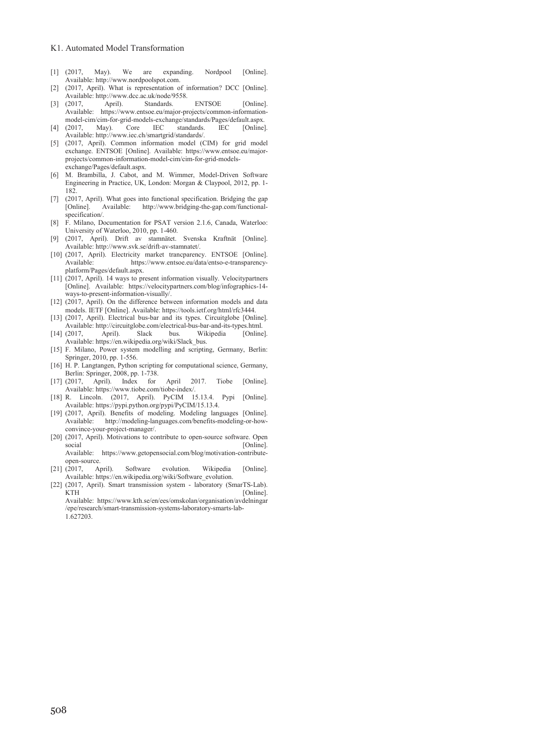[1] (2017, May). We are expanding. Nordpool [Online]. Available: http://www.nordpoolspot.com.

[2] (2017, April). What is representation of information? DCC [Online]. Available: http://www.dcc.ac.uk/node/9558.

[3] (2017, April). Standards. ENTSOE [Online]. Available: https://www.entsoe.eu/major-projects/common-information-model-cim/cim-for-grid-models-exchange/standards/Pages/default.aspx.

[4] (2017, May). Core IEC standards. IEC [Online]. Available: http://www.iec.ch/smartgrid/standards/.

[5] (2017, April). Common information model (CIM) for grid model exchange. ENTSOE [Online]. Available: https://www.entsoe.eu/major-projects/common-information-model-cim/cim-for-grid-models-exchange/Pages/default.aspx.

[6] M. Brambilla, J. Cabot, and M. Wimmer, Model-Driven Software Engineering in Practice, UK, London: Morgan & Claypool, 2012, pp. 1-182.

[7] (2017, April). What goes into functional specification. Bridging the gap [Online]. Available: http://www.bridging-the-gap.com/functional-specification/.

[8] F. Milano, Documentation for PSAT version 2.1.6, Canada, Waterloo: University of Waterloo, 2010, pp. 1-460.

[9] (2017, April). Drift av stamnätet. Svenska Kraftnät [Online]. Available: http://www.svk.se/drift-av-stamnatet/.

[10] (2017, April). Electricity market trancparency. ENTSOE [Online]. Available: https://www.entsoe.eu/data/entso-e-transparency-platform/Pages/default.aspx.

[11] (2017, April). 14 ways to present information visually. Velocitypartners [Online]. Available: https://velocitypartners.com/blog/infographics-14-ways-to-present-information-visually/.

[12] (2017, April). On the difference between information models and data models. IETF [Online]. Available: https://tools.ietf.org/html/rfc3444.

[13] (2017, April). Electrical bus-bar and its types. Circuitglobe [Online]. Available: http://circuitglobe.com/electrical-bus-bar-and-its-types.html.

[14] (2017, April). Slack bus. Wikipedia [Online]. Available: https://en.wikipedia.org/wiki/Slack_bus.

[15] F. Milano, Power system modelling and scripting, Germany, Berlin: Springer, 2010, pp. 1-556.

[16] H. P. Langtangen, Python scripting for computational science, Germany, Berlin: Springer, 2008, pp. 1-738.

[17] (2017, April). Index for April 2017. Tiobe [Online]. Available: https://www.tiobe.com/tiobe-index/.

[18] R. Lincoln. (2017, April). PyCIM 15.13.4. Pypi [Online]. Available: https://pypi.python.org/pypi/PyCIM/15.13.4.

[19] (2017, April). Benefits of modeling. Modeling languages [Online]. Available: http://modeling-languages.com/benefits-modeling-or-how-convince-your-project-manager/.

[20] (2017, April). Motivations to contribute to open-source software. Open social [Online]. Available: https://www.getopensocial.com/blog/motivation-contribute-open-source.

[21] (2017, April). Software evolution. Wikipedia [Online]. Available: https://en.wikipedia.org/wiki/Software_evolution.

[22] (2017, April). Smart transmission system - laboratory (SmarTS-Lab). KTH [Online]. Available: https://www.kth.se/en/ees/omskolan/organisation/avdelningar/epe/research/smart-transmission-systems-laboratory-smarts-lab-1.627203.